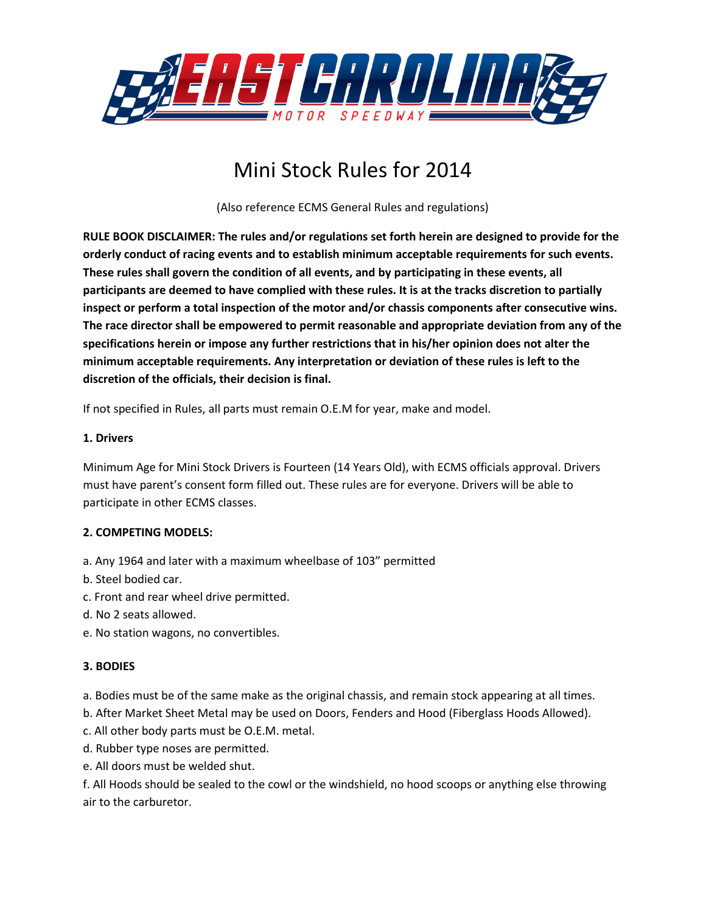# Mini Stock Rules for 2014

(Also reference ECMS General Rules and regulations)

**RULE BOOK DISCLAIMER: The rules and/or regulations set forth herein are designed to provide for the orderly conduct of racing events and to establish minimum acceptable requirements for such events. These rules shall govern the condition of all events, and by participating in these events, all participants are deemed to have complied with these rules. It is at the tracks discretion to partially inspect or perform a total inspection of the motor and/or chassis components after consecutive wins. The race director shall be empowered to permit reasonable and appropriate deviation from any of the specifications herein or impose any further restrictions that in his/her opinion does not alter the minimum acceptable requirements. Any interpretation or deviation of these rules is left to the discretion of the officials, their decision is final.**

If not specified in Rules, all parts must remain O.E.M for year, make and model.

**1. Drivers**

Minimum Age for Mini Stock Drivers is Fourteen (14 Years Old), with ECMS officials approval. Drivers must have parent's consent form filled out. These rules are for everyone. Drivers will be able to participate in other ECMS classes.

**2. COMPETING MODELS:**

a. Any 1964 and later with a maximum wheelbase of 103" permitted
b. Steel bodied car.
c. Front and rear wheel drive permitted.
d. No 2 seats allowed.
e. No station wagons, no convertibles.

**3. BODIES**

a. Bodies must be of the same make as the original chassis, and remain stock appearing at all times.
b. After Market Sheet Metal may be used on Doors, Fenders and Hood (Fiberglass Hoods Allowed).
c. All other body parts must be O.E.M. metal.
d. Rubber type noses are permitted.
e. All doors must be welded shut.
f. All Hoods should be sealed to the cowl or the windshield, no hood scoops or anything else throwing air to the carburetor.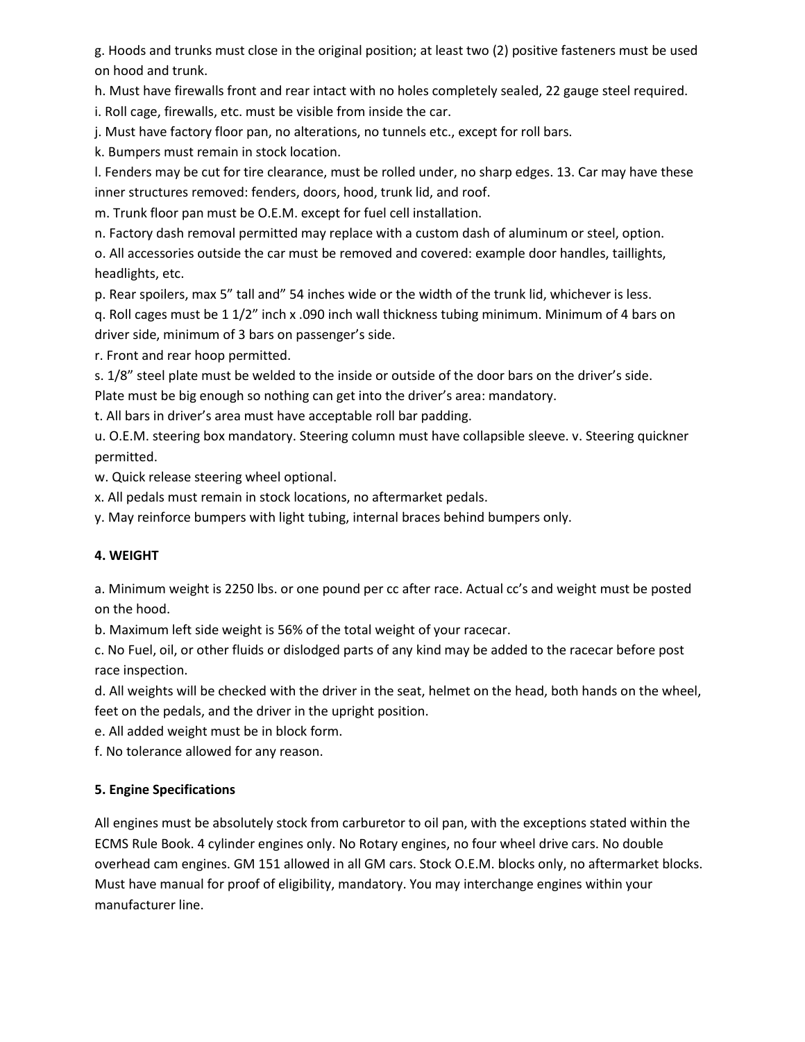g. Hoods and trunks must close in the original position; at least two (2) positive fasteners must be used on hood and trunk.

h. Must have firewalls front and rear intact with no holes completely sealed, 22 gauge steel required.

i. Roll cage, firewalls, etc. must be visible from inside the car.

j. Must have factory floor pan, no alterations, no tunnels etc., except for roll bars.

k. Bumpers must remain in stock location.

l. Fenders may be cut for tire clearance, must be rolled under, no sharp edges. 13. Car may have these inner structures removed: fenders, doors, hood, trunk lid, and roof.

m. Trunk floor pan must be O.E.M. except for fuel cell installation.

n. Factory dash removal permitted may replace with a custom dash of aluminum or steel, option.

o. All accessories outside the car must be removed and covered: example door handles, taillights, headlights, etc.

p. Rear spoilers, max 5" tall and" 54 inches wide or the width of the trunk lid, whichever is less.

q. Roll cages must be 1 1/2" inch x .090 inch wall thickness tubing minimum. Minimum of 4 bars on driver side, minimum of 3 bars on passenger's side.

r. Front and rear hoop permitted.

s. 1/8" steel plate must be welded to the inside or outside of the door bars on the driver's side. Plate must be big enough so nothing can get into the driver's area: mandatory.

t. All bars in driver's area must have acceptable roll bar padding.

u. O.E.M. steering box mandatory. Steering column must have collapsible sleeve. v. Steering quickner permitted.

w. Quick release steering wheel optional.

x. All pedals must remain in stock locations, no aftermarket pedals.

y. May reinforce bumpers with light tubing, internal braces behind bumpers only.

**4. WEIGHT**

a. Minimum weight is 2250 lbs. or one pound per cc after race. Actual cc's and weight must be posted on the hood.

b. Maximum left side weight is 56% of the total weight of your racecar.

c. No Fuel, oil, or other fluids or dislodged parts of any kind may be added to the racecar before post race inspection.

d. All weights will be checked with the driver in the seat, helmet on the head, both hands on the wheel, feet on the pedals, and the driver in the upright position.

e. All added weight must be in block form.

f. No tolerance allowed for any reason.

**5. Engine Specifications**

All engines must be absolutely stock from carburetor to oil pan, with the exceptions stated within the ECMS Rule Book. 4 cylinder engines only. No Rotary engines, no four wheel drive cars. No double overhead cam engines. GM 151 allowed in all GM cars. Stock O.E.M. blocks only, no aftermarket blocks. Must have manual for proof of eligibility, mandatory. You may interchange engines within your manufacturer line.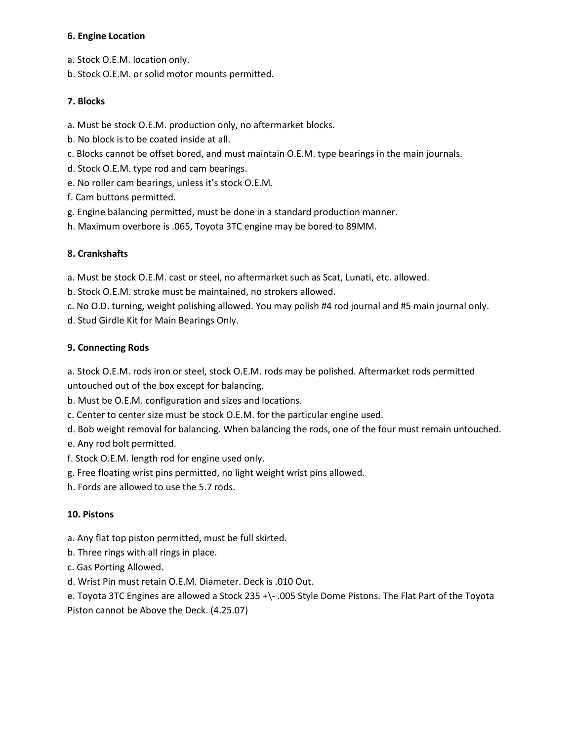**6. Engine Location**

a. Stock O.E.M. location only.
b. Stock O.E.M. or solid motor mounts permitted.

**7. Blocks**

a. Must be stock O.E.M. production only, no aftermarket blocks.
b. No block is to be coated inside at all.
c. Blocks cannot be offset bored, and must maintain O.E.M. type bearings in the main journals.
d. Stock O.E.M. type rod and cam bearings.
e. No roller cam bearings, unless it's stock O.E.M.
f. Cam buttons permitted.
g. Engine balancing permitted, must be done in a standard production manner.
h. Maximum overbore is .065, Toyota 3TC engine may be bored to 89MM.

**8. Crankshafts**

a. Must be stock O.E.M. cast or steel, no aftermarket such as Scat, Lunati, etc. allowed.
b. Stock O.E.M. stroke must be maintained, no strokers allowed.
c. No O.D. turning, weight polishing allowed. You may polish #4 rod journal and #5 main journal only.
d. Stud Girdle Kit for Main Bearings Only.

**9. Connecting Rods**

a. Stock O.E.M. rods iron or steel, stock O.E.M. rods may be polished. Aftermarket rods permitted untouched out of the box except for balancing.
b. Must be O.E.M. configuration and sizes and locations.
c. Center to center size must be stock O.E.M. for the particular engine used.
d. Bob weight removal for balancing. When balancing the rods, one of the four must remain untouched.
e. Any rod bolt permitted.
f. Stock O.E.M. length rod for engine used only.
g. Free floating wrist pins permitted, no light weight wrist pins allowed.
h. Fords are allowed to use the 5.7 rods.

**10. Pistons**

a. Any flat top piston permitted, must be full skirted.
b. Three rings with all rings in place.
c. Gas Porting Allowed.
d. Wrist Pin must retain O.E.M. Diameter. Deck is .010 Out.
e. Toyota 3TC Engines are allowed a Stock 235 +\- .005 Style Dome Pistons. The Flat Part of the Toyota Piston cannot be Above the Deck. (4.25.07)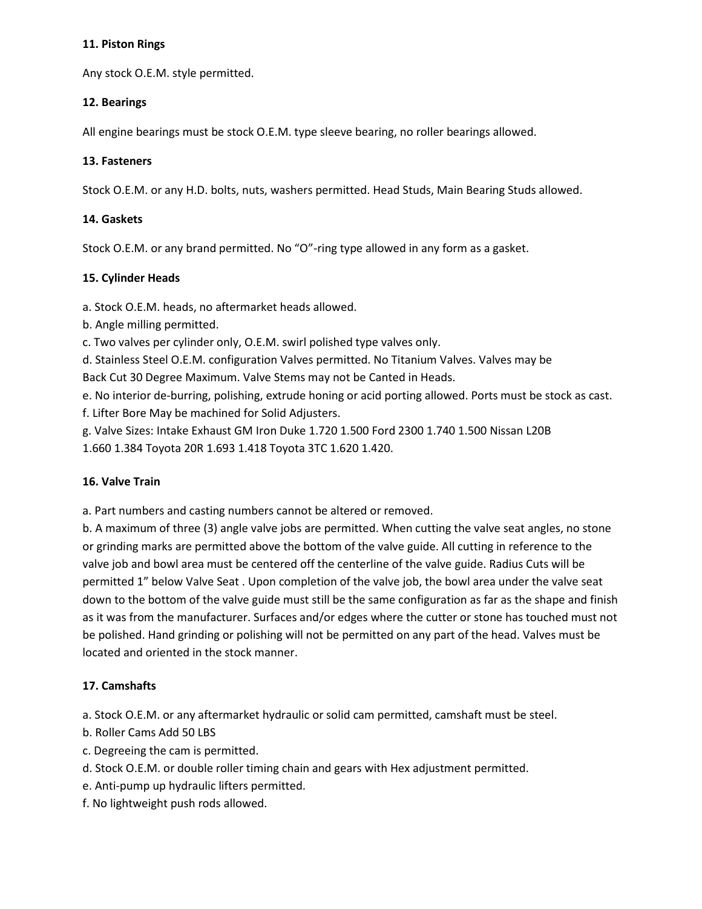**11. Piston Rings**

Any stock O.E.M. style permitted.

**12. Bearings**

All engine bearings must be stock O.E.M. type sleeve bearing, no roller bearings allowed.

**13. Fasteners**

Stock O.E.M. or any H.D. bolts, nuts, washers permitted. Head Studs, Main Bearing Studs allowed.

**14. Gaskets**

Stock O.E.M. or any brand permitted. No "O"-ring type allowed in any form as a gasket.

**15. Cylinder Heads**

a. Stock O.E.M. heads, no aftermarket heads allowed.
b. Angle milling permitted.
c. Two valves per cylinder only, O.E.M. swirl polished type valves only.
d. Stainless Steel O.E.M. configuration Valves permitted. No Titanium Valves. Valves may be Back Cut 30 Degree Maximum. Valve Stems may not be Canted in Heads.
e. No interior de-burring, polishing, extrude honing or acid porting allowed. Ports must be stock as cast.
f. Lifter Bore May be machined for Solid Adjusters.
g. Valve Sizes: Intake Exhaust GM Iron Duke 1.720 1.500 Ford 2300 1.740 1.500 Nissan L20B 1.660 1.384 Toyota 20R 1.693 1.418 Toyota 3TC 1.620 1.420.

**16. Valve Train**

a. Part numbers and casting numbers cannot be altered or removed.
b. A maximum of three (3) angle valve jobs are permitted. When cutting the valve seat angles, no stone or grinding marks are permitted above the bottom of the valve guide. All cutting in reference to the valve job and bowl area must be centered off the centerline of the valve guide. Radius Cuts will be permitted 1" below Valve Seat . Upon completion of the valve job, the bowl area under the valve seat down to the bottom of the valve guide must still be the same configuration as far as the shape and finish as it was from the manufacturer. Surfaces and/or edges where the cutter or stone has touched must not be polished. Hand grinding or polishing will not be permitted on any part of the head. Valves must be located and oriented in the stock manner.

**17. Camshafts**

a. Stock O.E.M. or any aftermarket hydraulic or solid cam permitted, camshaft must be steel.
b. Roller Cams Add 50 LBS
c. Degreeing the cam is permitted.
d. Stock O.E.M. or double roller timing chain and gears with Hex adjustment permitted.
e. Anti-pump up hydraulic lifters permitted.
f. No lightweight push rods allowed.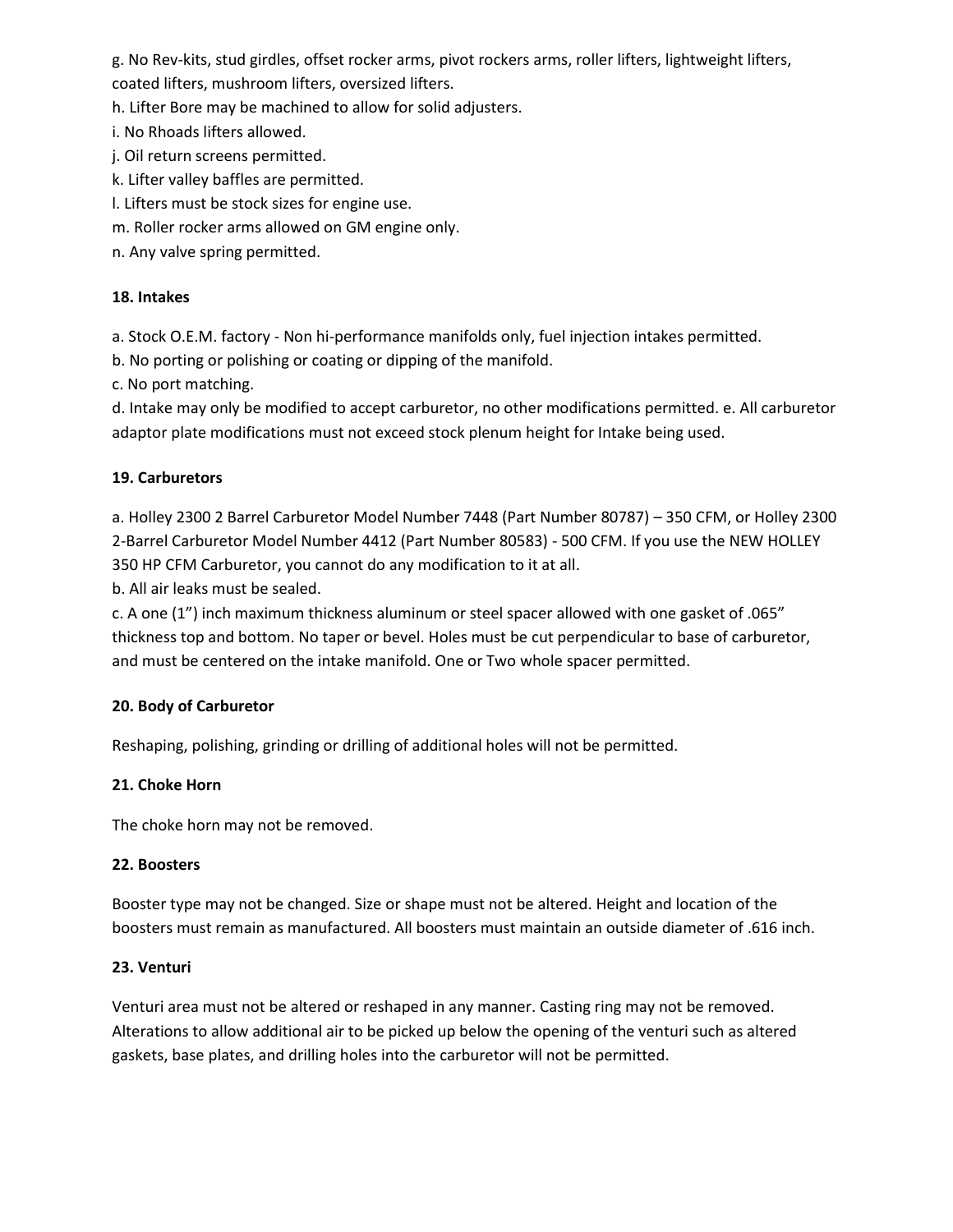g. No Rev-kits, stud girdles, offset rocker arms, pivot rockers arms, roller lifters, lightweight lifters, coated lifters, mushroom lifters, oversized lifters.

h. Lifter Bore may be machined to allow for solid adjusters.

i. No Rhoads lifters allowed.

j. Oil return screens permitted.

k. Lifter valley baffles are permitted.

l. Lifters must be stock sizes for engine use.

m. Roller rocker arms allowed on GM engine only.

n. Any valve spring permitted.

**18. Intakes**

a. Stock O.E.M. factory - Non hi-performance manifolds only, fuel injection intakes permitted.

b. No porting or polishing or coating or dipping of the manifold.

c. No port matching.

d. Intake may only be modified to accept carburetor, no other modifications permitted. e. All carburetor adaptor plate modifications must not exceed stock plenum height for Intake being used.

**19. Carburetors**

a. Holley 2300 2 Barrel Carburetor Model Number 7448 (Part Number 80787) – 350 CFM, or Holley 2300 2-Barrel Carburetor Model Number 4412 (Part Number 80583) - 500 CFM. If you use the NEW HOLLEY 350 HP CFM Carburetor, you cannot do any modification to it at all.

b. All air leaks must be sealed.

c. A one (1") inch maximum thickness aluminum or steel spacer allowed with one gasket of .065" thickness top and bottom. No taper or bevel. Holes must be cut perpendicular to base of carburetor, and must be centered on the intake manifold. One or Two whole spacer permitted.

**20. Body of Carburetor**

Reshaping, polishing, grinding or drilling of additional holes will not be permitted.

**21. Choke Horn**

The choke horn may not be removed.

**22. Boosters**

Booster type may not be changed. Size or shape must not be altered. Height and location of the boosters must remain as manufactured. All boosters must maintain an outside diameter of .616 inch.

**23. Venturi**

Venturi area must not be altered or reshaped in any manner. Casting ring may not be removed. Alterations to allow additional air to be picked up below the opening of the venturi such as altered gaskets, base plates, and drilling holes into the carburetor will not be permitted.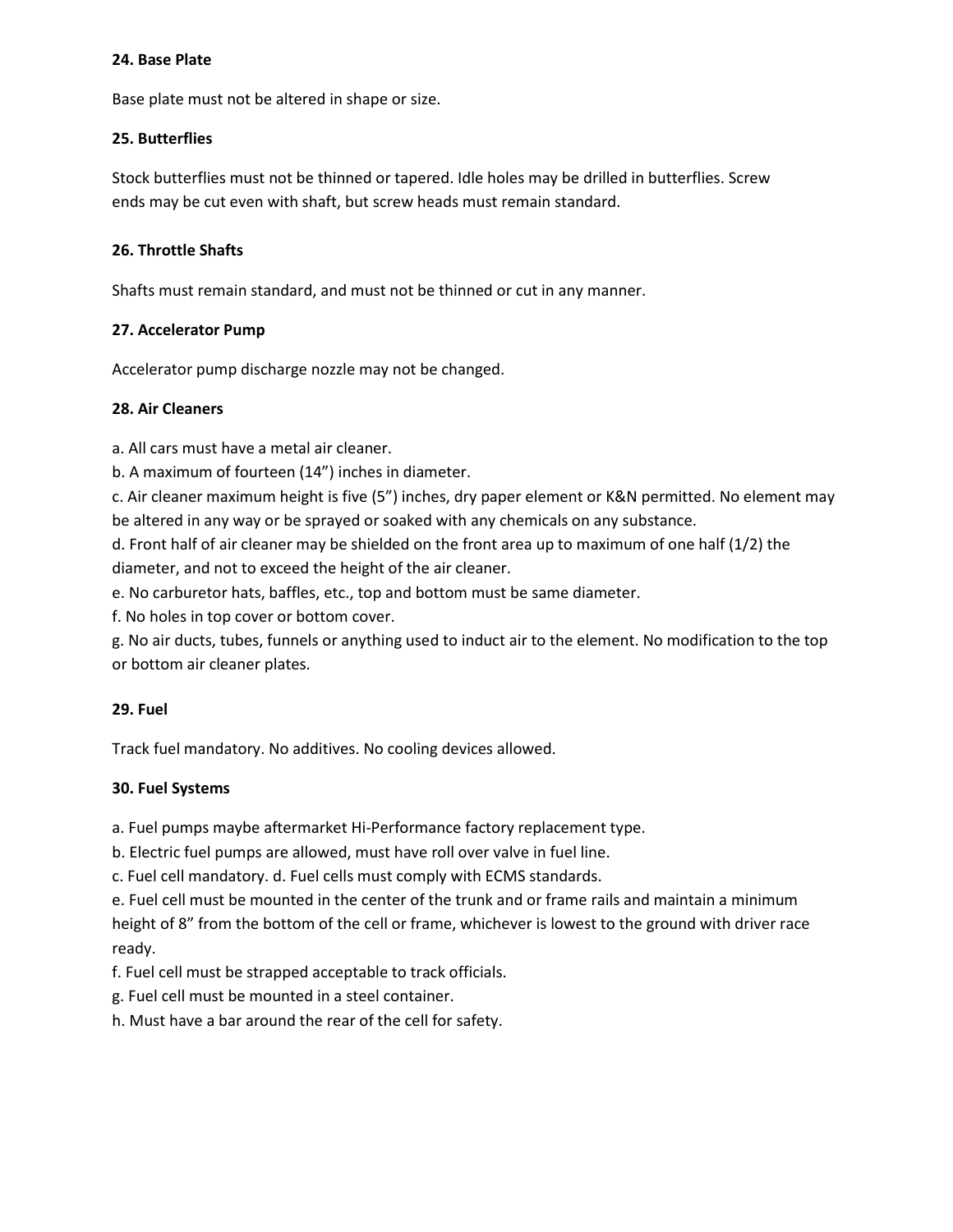### 24. Base Plate

Base plate must not be altered in shape or size.

### 25. Butterflies

Stock butterflies must not be thinned or tapered. Idle holes may be drilled in butterflies. Screw ends may be cut even with shaft, but screw heads must remain standard.

### 26. Throttle Shafts

Shafts must remain standard, and must not be thinned or cut in any manner.

### 27. Accelerator Pump

Accelerator pump discharge nozzle may not be changed.

### 28. Air Cleaners

a. All cars must have a metal air cleaner.

b. A maximum of fourteen (14”) inches in diameter.

c. Air cleaner maximum height is five (5”) inches, dry paper element or K&N permitted. No element may be altered in any way or be sprayed or soaked with any chemicals on any substance.

d. Front half of air cleaner may be shielded on the front area up to maximum of one half (1/2) the diameter, and not to exceed the height of the air cleaner.

e. No carburetor hats, baffles, etc., top and bottom must be same diameter.

f. No holes in top cover or bottom cover.

g. No air ducts, tubes, funnels or anything used to induct air to the element. No modification to the top or bottom air cleaner plates.

### 29. Fuel

Track fuel mandatory. No additives. No cooling devices allowed.

### 30. Fuel Systems

a. Fuel pumps maybe aftermarket Hi-Performance factory replacement type.

b. Electric fuel pumps are allowed, must have roll over valve in fuel line.

c. Fuel cell mandatory. d. Fuel cells must comply with ECMS standards.

e. Fuel cell must be mounted in the center of the trunk and or frame rails and maintain a minimum height of 8” from the bottom of the cell or frame, whichever is lowest to the ground with driver race ready.

f. Fuel cell must be strapped acceptable to track officials.

g. Fuel cell must be mounted in a steel container.

h. Must have a bar around the rear of the cell for safety.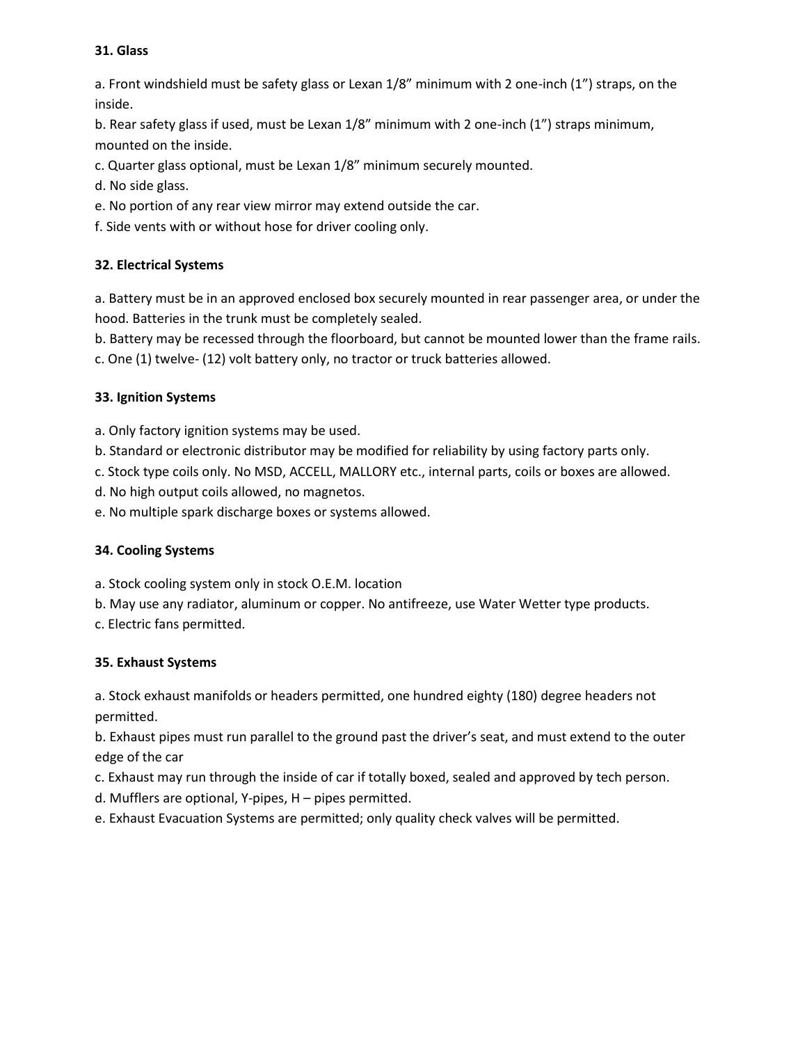**31. Glass**

a. Front windshield must be safety glass or Lexan 1/8" minimum with 2 one-inch (1") straps, on the inside.

b. Rear safety glass if used, must be Lexan 1/8" minimum with 2 one-inch (1") straps minimum, mounted on the inside.

c. Quarter glass optional, must be Lexan 1/8" minimum securely mounted.

d. No side glass.

e. No portion of any rear view mirror may extend outside the car.

f. Side vents with or without hose for driver cooling only.

**32. Electrical Systems**

a. Battery must be in an approved enclosed box securely mounted in rear passenger area, or under the hood. Batteries in the trunk must be completely sealed.

b. Battery may be recessed through the floorboard, but cannot be mounted lower than the frame rails.

c. One (1) twelve- (12) volt battery only, no tractor or truck batteries allowed.

**33. Ignition Systems**

a. Only factory ignition systems may be used.

b. Standard or electronic distributor may be modified for reliability by using factory parts only.

c. Stock type coils only. No MSD, ACCELL, MALLORY etc., internal parts, coils or boxes are allowed.

d. No high output coils allowed, no magnetos.

e. No multiple spark discharge boxes or systems allowed.

**34. Cooling Systems**

a. Stock cooling system only in stock O.E.M. location

b. May use any radiator, aluminum or copper. No antifreeze, use Water Wetter type products.

c. Electric fans permitted.

**35. Exhaust Systems**

a. Stock exhaust manifolds or headers permitted, one hundred eighty (180) degree headers not permitted.

b. Exhaust pipes must run parallel to the ground past the driver's seat, and must extend to the outer edge of the car

c. Exhaust may run through the inside of car if totally boxed, sealed and approved by tech person.

d. Mufflers are optional, Y-pipes, H – pipes permitted.

e. Exhaust Evacuation Systems are permitted; only quality check valves will be permitted.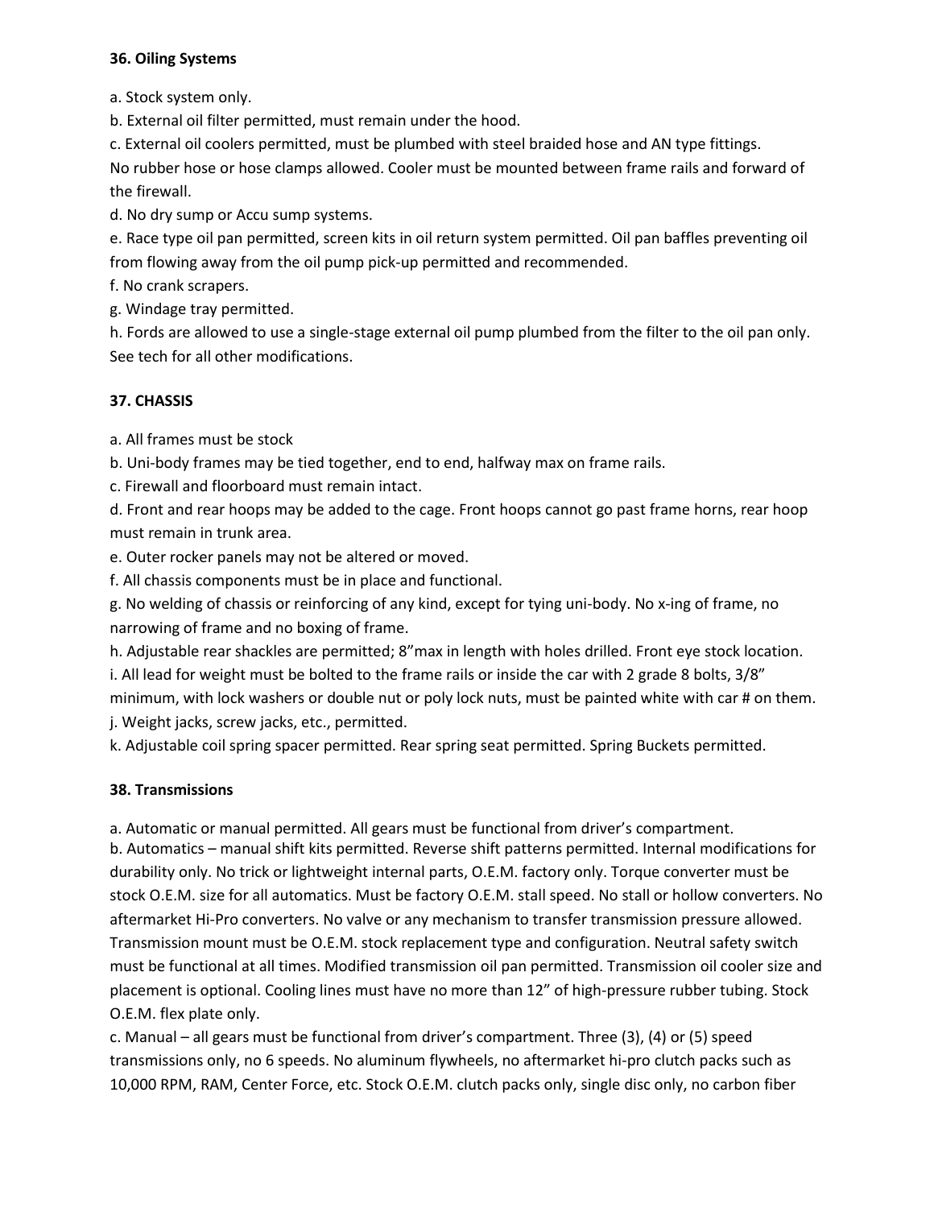**36. Oiling Systems**

a. Stock system only.

b. External oil filter permitted, must remain under the hood.

c. External oil coolers permitted, must be plumbed with steel braided hose and AN type fittings. No rubber hose or hose clamps allowed. Cooler must be mounted between frame rails and forward of the firewall.

d. No dry sump or Accu sump systems.

e. Race type oil pan permitted, screen kits in oil return system permitted. Oil pan baffles preventing oil from flowing away from the oil pump pick-up permitted and recommended.

f. No crank scrapers.

g. Windage tray permitted.

h. Fords are allowed to use a single-stage external oil pump plumbed from the filter to the oil pan only. See tech for all other modifications.

**37. CHASSIS**

a. All frames must be stock

b. Uni-body frames may be tied together, end to end, halfway max on frame rails.

c. Firewall and floorboard must remain intact.

d. Front and rear hoops may be added to the cage. Front hoops cannot go past frame horns, rear hoop must remain in trunk area.

e. Outer rocker panels may not be altered or moved.

f. All chassis components must be in place and functional.

g. No welding of chassis or reinforcing of any kind, except for tying uni-body. No x-ing of frame, no narrowing of frame and no boxing of frame.

h. Adjustable rear shackles are permitted; 8"max in length with holes drilled. Front eye stock location.

i. All lead for weight must be bolted to the frame rails or inside the car with 2 grade 8 bolts, 3/8" minimum, with lock washers or double nut or poly lock nuts, must be painted white with car # on them.

j. Weight jacks, screw jacks, etc., permitted.

k. Adjustable coil spring spacer permitted. Rear spring seat permitted. Spring Buckets permitted.

**38. Transmissions**

a. Automatic or manual permitted. All gears must be functional from driver's compartment.

b. Automatics – manual shift kits permitted. Reverse shift patterns permitted. Internal modifications for durability only. No trick or lightweight internal parts, O.E.M. factory only. Torque converter must be stock O.E.M. size for all automatics. Must be factory O.E.M. stall speed. No stall or hollow converters. No aftermarket Hi-Pro converters. No valve or any mechanism to transfer transmission pressure allowed. Transmission mount must be O.E.M. stock replacement type and configuration. Neutral safety switch must be functional at all times. Modified transmission oil pan permitted. Transmission oil cooler size and placement is optional. Cooling lines must have no more than 12" of high-pressure rubber tubing. Stock O.E.M. flex plate only.

c. Manual – all gears must be functional from driver's compartment. Three (3), (4) or (5) speed transmissions only, no 6 speeds. No aluminum flywheels, no aftermarket hi-pro clutch packs such as 10,000 RPM, RAM, Center Force, etc. Stock O.E.M. clutch packs only, single disc only, no carbon fiber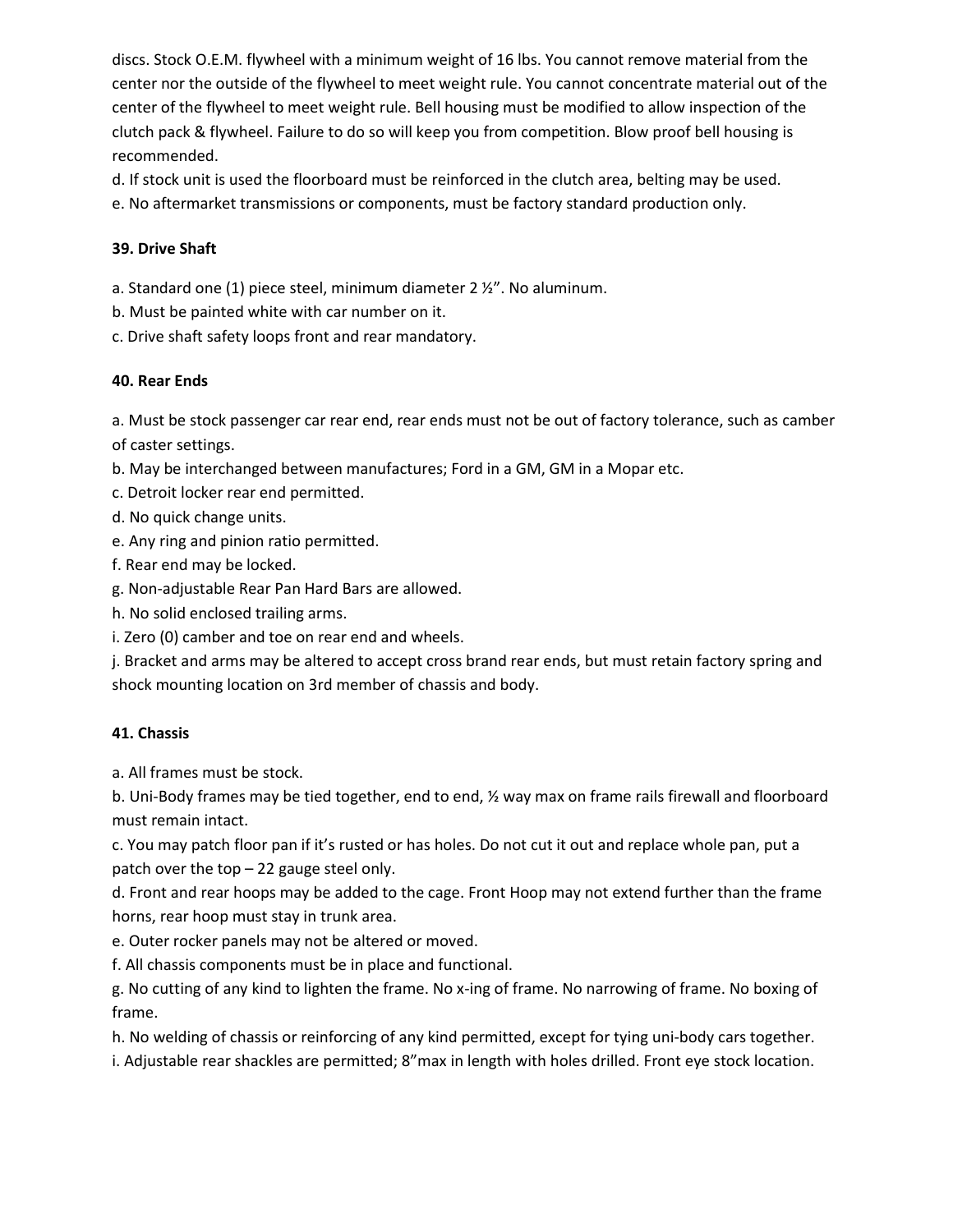discs. Stock O.E.M. flywheel with a minimum weight of 16 lbs. You cannot remove material from the center nor the outside of the flywheel to meet weight rule. You cannot concentrate material out of the center of the flywheel to meet weight rule. Bell housing must be modified to allow inspection of the clutch pack & flywheel. Failure to do so will keep you from competition. Blow proof bell housing is recommended.

d. If stock unit is used the floorboard must be reinforced in the clutch area, belting may be used.

e. No aftermarket transmissions or components, must be factory standard production only.

**39. Drive Shaft**

a. Standard one (1) piece steel, minimum diameter 2 ½". No aluminum.

b. Must be painted white with car number on it.

c. Drive shaft safety loops front and rear mandatory.

**40. Rear Ends**

a. Must be stock passenger car rear end, rear ends must not be out of factory tolerance, such as camber of caster settings.

b. May be interchanged between manufactures; Ford in a GM, GM in a Mopar etc.

c. Detroit locker rear end permitted.

d. No quick change units.

e. Any ring and pinion ratio permitted.

f. Rear end may be locked.

g. Non-adjustable Rear Pan Hard Bars are allowed.

h. No solid enclosed trailing arms.

i. Zero (0) camber and toe on rear end and wheels.

j. Bracket and arms may be altered to accept cross brand rear ends, but must retain factory spring and shock mounting location on 3rd member of chassis and body.

**41. Chassis**

a. All frames must be stock.

b. Uni-Body frames may be tied together, end to end, ½ way max on frame rails firewall and floorboard must remain intact.

c. You may patch floor pan if it's rusted or has holes. Do not cut it out and replace whole pan, put a patch over the top – 22 gauge steel only.

d. Front and rear hoops may be added to the cage. Front Hoop may not extend further than the frame horns, rear hoop must stay in trunk area.

e. Outer rocker panels may not be altered or moved.

f. All chassis components must be in place and functional.

g. No cutting of any kind to lighten the frame. No x-ing of frame. No narrowing of frame. No boxing of frame.

h. No welding of chassis or reinforcing of any kind permitted, except for tying uni-body cars together.

i. Adjustable rear shackles are permitted; 8"max in length with holes drilled. Front eye stock location.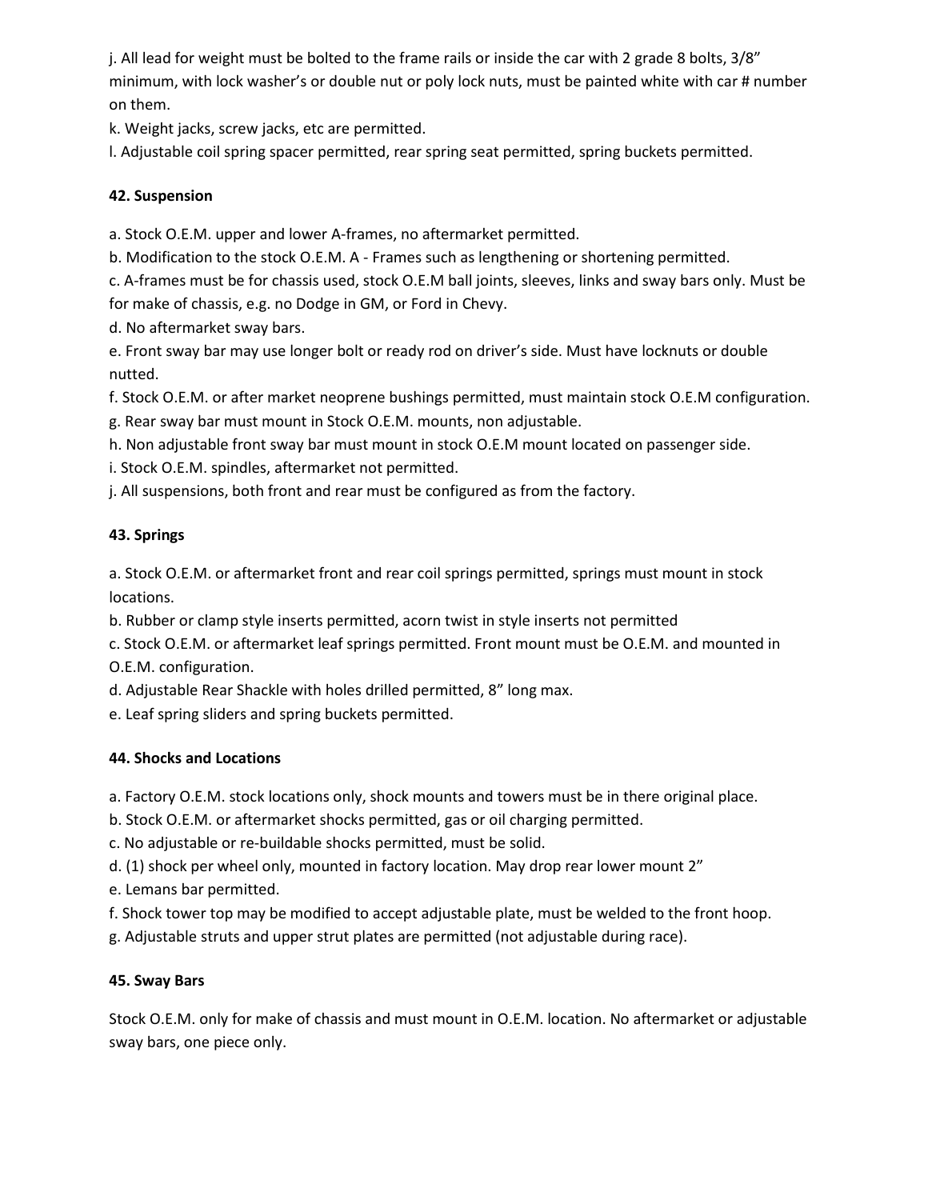j. All lead for weight must be bolted to the frame rails or inside the car with 2 grade 8 bolts, 3/8" minimum, with lock washer's or double nut or poly lock nuts, must be painted white with car # number on them.

k. Weight jacks, screw jacks, etc are permitted.

l. Adjustable coil spring spacer permitted, rear spring seat permitted, spring buckets permitted.

**42. Suspension**

a. Stock O.E.M. upper and lower A-frames, no aftermarket permitted.

b. Modification to the stock O.E.M. A - Frames such as lengthening or shortening permitted.

c. A-frames must be for chassis used, stock O.E.M ball joints, sleeves, links and sway bars only. Must be for make of chassis, e.g. no Dodge in GM, or Ford in Chevy.

d. No aftermarket sway bars.

e. Front sway bar may use longer bolt or ready rod on driver's side. Must have locknuts or double nutted.

f. Stock O.E.M. or after market neoprene bushings permitted, must maintain stock O.E.M configuration.

g. Rear sway bar must mount in Stock O.E.M. mounts, non adjustable.

h. Non adjustable front sway bar must mount in stock O.E.M mount located on passenger side.

i. Stock O.E.M. spindles, aftermarket not permitted.

j. All suspensions, both front and rear must be configured as from the factory.

**43. Springs**

a. Stock O.E.M. or aftermarket front and rear coil springs permitted, springs must mount in stock locations.

b. Rubber or clamp style inserts permitted, acorn twist in style inserts not permitted

c. Stock O.E.M. or aftermarket leaf springs permitted. Front mount must be O.E.M. and mounted in O.E.M. configuration.

d. Adjustable Rear Shackle with holes drilled permitted, 8" long max.

e. Leaf spring sliders and spring buckets permitted.

**44. Shocks and Locations**

a. Factory O.E.M. stock locations only, shock mounts and towers must be in there original place.

b. Stock O.E.M. or aftermarket shocks permitted, gas or oil charging permitted.

c. No adjustable or re-buildable shocks permitted, must be solid.

d. (1) shock per wheel only, mounted in factory location. May drop rear lower mount 2"

e. Lemans bar permitted.

f. Shock tower top may be modified to accept adjustable plate, must be welded to the front hoop.

g. Adjustable struts and upper strut plates are permitted (not adjustable during race).

**45. Sway Bars**

Stock O.E.M. only for make of chassis and must mount in O.E.M. location. No aftermarket or adjustable sway bars, one piece only.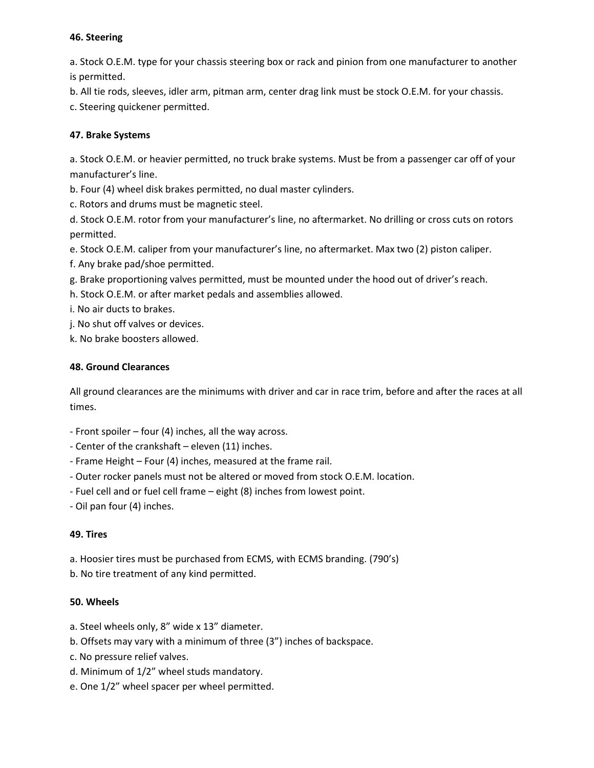**46. Steering**

a. Stock O.E.M. type for your chassis steering box or rack and pinion from one manufacturer to another is permitted.
b. All tie rods, sleeves, idler arm, pitman arm, center drag link must be stock O.E.M. for your chassis.
c. Steering quickener permitted.

**47. Brake Systems**

a. Stock O.E.M. or heavier permitted, no truck brake systems. Must be from a passenger car off of your manufacturer's line.
b. Four (4) wheel disk brakes permitted, no dual master cylinders.
c. Rotors and drums must be magnetic steel.
d. Stock O.E.M. rotor from your manufacturer's line, no aftermarket. No drilling or cross cuts on rotors permitted.
e. Stock O.E.M. caliper from your manufacturer's line, no aftermarket. Max two (2) piston caliper.
f. Any brake pad/shoe permitted.
g. Brake proportioning valves permitted, must be mounted under the hood out of driver's reach.
h. Stock O.E.M. or after market pedals and assemblies allowed.
i. No air ducts to brakes.
j. No shut off valves or devices.
k. No brake boosters allowed.

**48. Ground Clearances**

All ground clearances are the minimums with driver and car in race trim, before and after the races at all times.

- Front spoiler – four (4) inches, all the way across.
- Center of the crankshaft – eleven (11) inches.
- Frame Height – Four (4) inches, measured at the frame rail.
- Outer rocker panels must not be altered or moved from stock O.E.M. location.
- Fuel cell and or fuel cell frame – eight (8) inches from lowest point.
- Oil pan four (4) inches.

**49. Tires**

a. Hoosier tires must be purchased from ECMS, with ECMS branding. (790's)
b. No tire treatment of any kind permitted.

**50. Wheels**

a. Steel wheels only, 8" wide x 13" diameter.
b. Offsets may vary with a minimum of three (3") inches of backspace.
c. No pressure relief valves.
d. Minimum of 1/2" wheel studs mandatory.
e. One 1/2" wheel spacer per wheel permitted.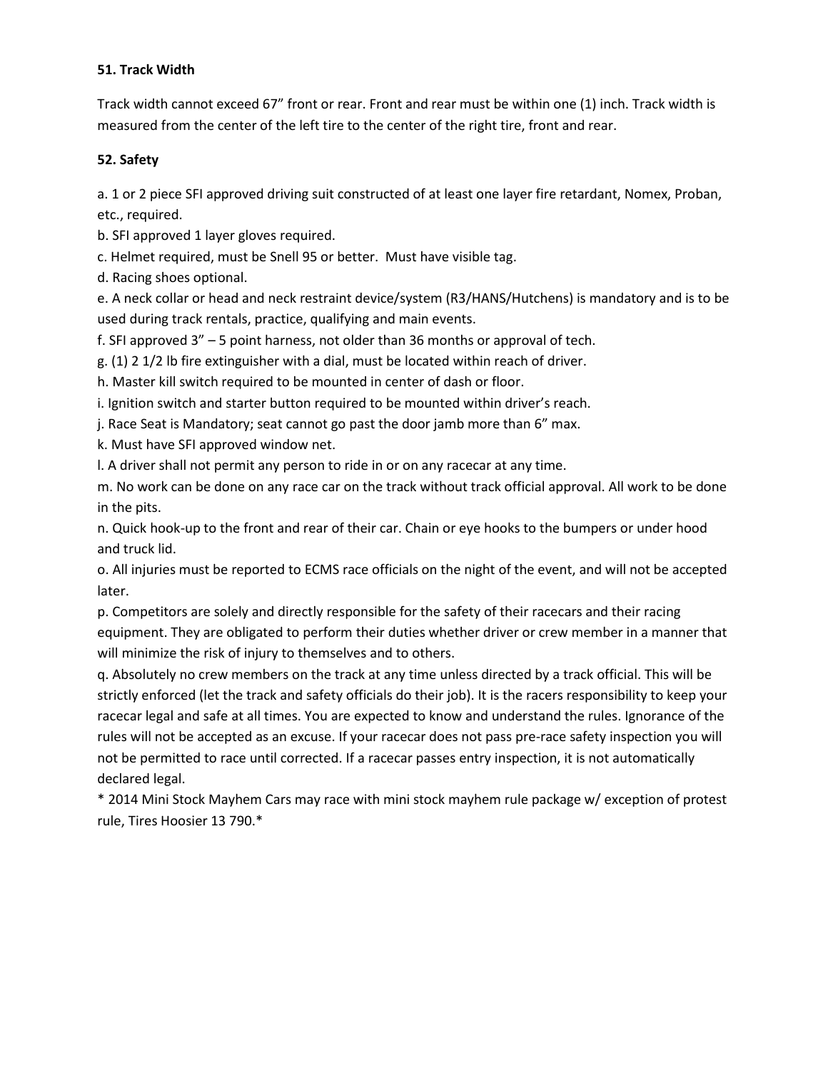**51. Track Width**

Track width cannot exceed 67" front or rear. Front and rear must be within one (1) inch. Track width is measured from the center of the left tire to the center of the right tire, front and rear.

**52. Safety**

a. 1 or 2 piece SFI approved driving suit constructed of at least one layer fire retardant, Nomex, Proban, etc., required.
b. SFI approved 1 layer gloves required.
c. Helmet required, must be Snell 95 or better.  Must have visible tag.
d. Racing shoes optional.
e. A neck collar or head and neck restraint device/system (R3/HANS/Hutchens) is mandatory and is to be used during track rentals, practice, qualifying and main events.
f. SFI approved 3" – 5 point harness, not older than 36 months or approval of tech.
g. (1) 2 1/2 lb fire extinguisher with a dial, must be located within reach of driver.
h. Master kill switch required to be mounted in center of dash or floor.
i. Ignition switch and starter button required to be mounted within driver's reach.
j. Race Seat is Mandatory; seat cannot go past the door jamb more than 6" max.
k. Must have SFI approved window net.
l. A driver shall not permit any person to ride in or on any racecar at any time.
m. No work can be done on any race car on the track without track official approval. All work to be done in the pits.
n. Quick hook-up to the front and rear of their car. Chain or eye hooks to the bumpers or under hood and truck lid.
o. All injuries must be reported to ECMS race officials on the night of the event, and will not be accepted later.
p. Competitors are solely and directly responsible for the safety of their racecars and their racing equipment. They are obligated to perform their duties whether driver or crew member in a manner that will minimize the risk of injury to themselves and to others.
q. Absolutely no crew members on the track at any time unless directed by a track official. This will be strictly enforced (let the track and safety officials do their job). It is the racers responsibility to keep your racecar legal and safe at all times. You are expected to know and understand the rules. Ignorance of the rules will not be accepted as an excuse. If your racecar does not pass pre-race safety inspection you will not be permitted to race until corrected. If a racecar passes entry inspection, it is not automatically declared legal.
\* 2014 Mini Stock Mayhem Cars may race with mini stock mayhem rule package w/ exception of protest rule, Tires Hoosier 13 790.*